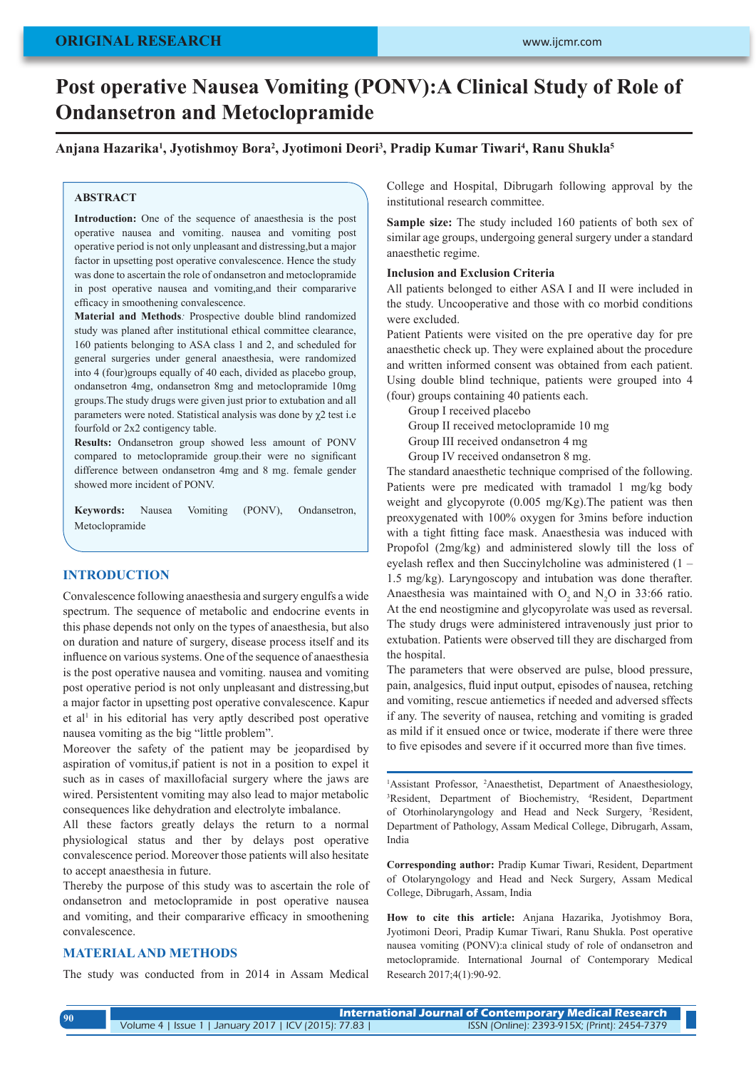ORIGINAL RESEARCH

# Post operative Nausea Vomiting (PONV):A Clinical Study of Role of Ondansetron and Metoclopramide

**Anjana Hazarika[1], Jyotishmoy Bora[2], Jyotimoni Deori[3], Pradip Kumar Tiwari[4], Ranu Shukla[5]**

## ABSTRACT

**Introduction:** One of the sequence of anaesthesia is the post operative nausea and vomiting. nausea and vomiting post operative period is not only unpleasant and distressing,but a major factor in upsetting post operative convalescence. Hence the study was done to ascertain the role of ondansetron and metoclopramide in post operative nausea and vomiting,and their compararive efficacy in smoothening convalescence.

**Material and Methods***:* Prospective double blind randomized study was planed after institutional ethical committee clearance, 160 patients belonging to ASA class 1 and 2, and scheduled for general surgeries under general anaesthesia, were randomized into 4 (four)groups equally of 40 each, divided as placebo group, ondansetron 4mg, ondansetron 8mg and metoclopramide 10mg groups.The study drugs were given just prior to extubation and all parameters were noted. Statistical analysis was done by $\chi 2$ test i.e fourfold or 2x2 contigency table.

**Results:** Ondansetron group showed less amount of PONV compared to metoclopramide group.their were no significant difference between ondansetron 4mg and 8 mg. female gender showed more incident of PONV.

**Keywords:** Nausea Vomiting (PONV), Ondansetron, Metoclopramide

## INTRODUCTION

Convalescence following anaesthesia and surgery engulfs a wide spectrum. The sequence of metabolic and endocrine events in this phase depends not only on the types of anaesthesia, but also on duration and nature of surgery, disease process itself and its influence on various systems. One of the sequence of anaesthesia is the post operative nausea and vomiting. nausea and vomiting post operative period is not only unpleasant and distressing,but a major factor in upsetting post operative convalescence. Kapur et al[1] in his editorial has very aptly described post operative nausea vomiting as the big "little problem".

Moreover the safety of the patient may be jeopardised by aspiration of vomitus,if patient is not in a position to expel it such as in cases of maxillofacial surgery where the jaws are wired. Persistentent vomiting may also lead to major metabolic consequences like dehydration and electrolyte imbalance.

All these factors greatly delays the return to a normal physiological status and ther by delays post operative convalescence period. Moreover those patients will also hesitate to accept anaesthesia in future.

Thereby the purpose of this study was to ascertain the role of ondansetron and metoclopramide in post operative nausea and vomiting, and their compararive efficacy in smoothening convalescence.

## MATERIAL AND METHODS

The study was conducted from in 2014 in Assam Medical College and Hospital, Dibrugarh following approval by the institutional research committee.

**Sample size:** The study included 160 patients of both sex of similar age groups, undergoing general surgery under a standard anaesthetic regime.

**Inclusion and Exclusion Criteria**

All patients belonged to either ASA I and II were included in the study. Uncooperative and those with co morbid conditions were excluded.

Patient Patients were visited on the pre operative day for pre anaesthetic check up. They were explained about the procedure and written informed consent was obtained from each patient. Using double blind technique, patients were grouped into 4 (four) groups containing 40 patients each.

Group I received placebo
Group II received metoclopramide 10 mg
Group III received ondansetron 4 mg
Group IV received ondansetron 8 mg.

The standard anaesthetic technique comprised of the following. Patients were pre medicated with tramadol 1 mg/kg body weight and glycopyrote (0.005 mg/Kg).The patient was then preoxygenated with 100% oxygen for 3mins before induction with a tight fitting face mask. Anaesthesia was induced with Propofol (2mg/kg) and administered slowly till the loss of eyelash reflex and then Succinylcholine was administered (1 – 1.5 mg/kg). Laryngoscopy and intubation was done therafter. Anaesthesia was maintained with $O_2$ and $N_2O$ in 33:66 ratio. At the end neostigmine and glycopyrolate was used as reversal. The study drugs were administered intravenously just prior to extubation. Patients were observed till they are discharged from the hospital.

The parameters that were observed are pulse, blood pressure, pain, analgesics, fluid input output, episodes of nausea, retching and vomiting, rescue antiemetics if needed and adversed sffects if any. The severity of nausea, retching and vomiting is graded as mild if it ensued once or twice, moderate if there were three to five episodes and severe if it occurred more than five times.

---

[1]Assistant Professor, [2]Anaesthetist, Department of Anaesthesiology, [3]Resident, Department of Biochemistry, [4]Resident, Department of Otorhinolaryngology and Head and Neck Surgery, [5]Resident, Department of Pathology, Assam Medical College, Dibrugarh, Assam, India

**Corresponding author:** Pradip Kumar Tiwari, Resident, Department of Otolaryngology and Head and Neck Surgery, Assam Medical College, Dibrugarh, Assam, India

**How to cite this article:** Anjana Hazarika, Jyotishmoy Bora, Jyotimoni Deori, Pradip Kumar Tiwari, Ranu Shukla. Post operative nausea vomiting (PONV):a clinical study of role of ondansetron and metoclopramide. International Journal of Contemporary Medical Research 2017;4(1):90-92.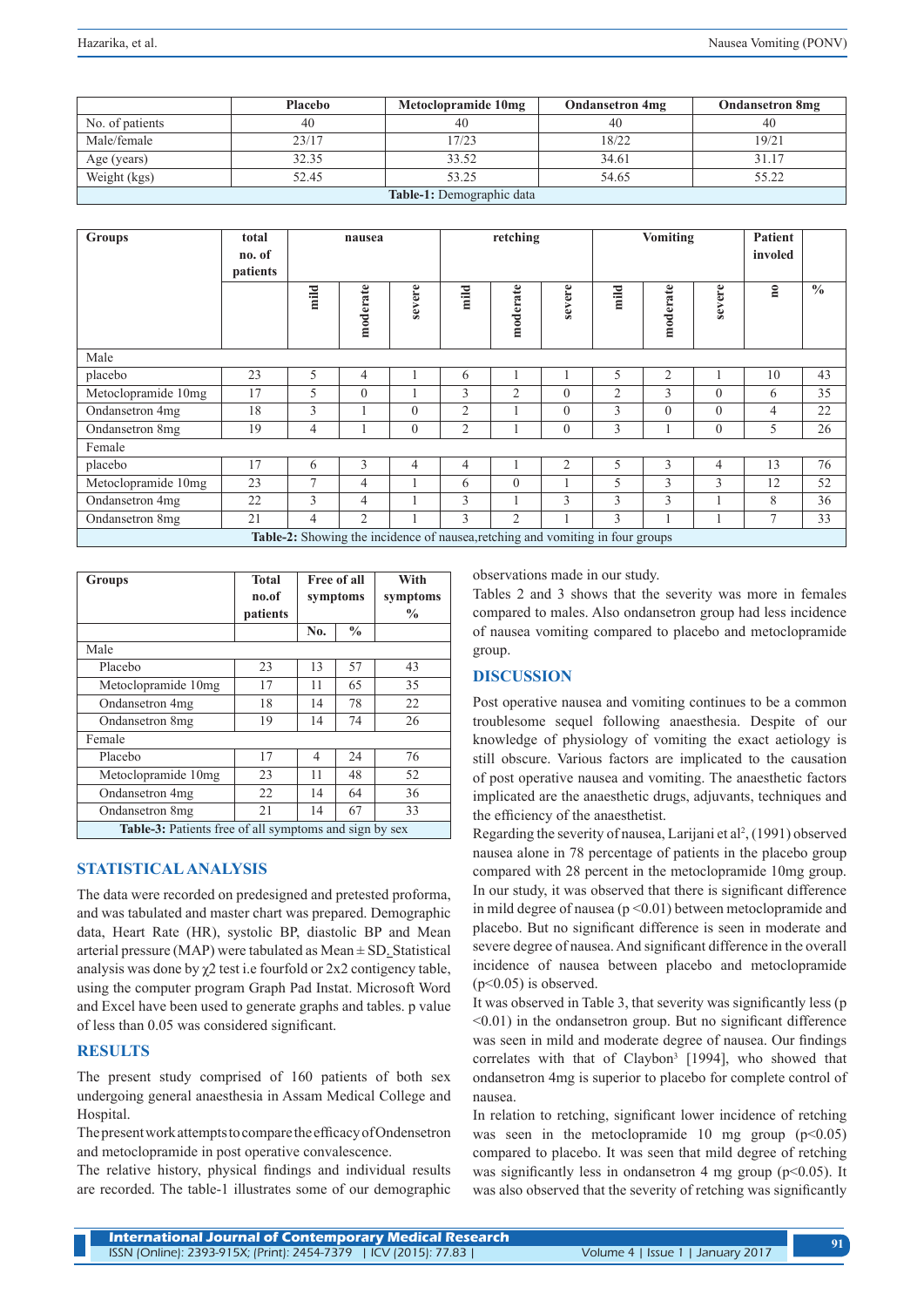| | Placebo | Metoclopramide 10mg | Ondansetron 4mg | Ondansetron 8mg |
|---|---|---|---|---|
| No. of patients | 40 | 40 | 40 | 40 |
| Male/female | 23/17 | 17/23 | 18/22 | 19/21 |
| Age (years) | 32.35 | 33.52 | 34.61 | 31.17 |
| Weight (kgs) | 52.45 | 53.25 | 54.65 | 55.22 |

**Table-1:** Demographic data

| Groups | total no. of patients | nausea | | | retching | | | Vomiting | | | Patient invoIed | |
|---|---|---|---|---|---|---|---|---|---|---|---|---|
| | | mild | moderate | severe | mild | moderate | severe | mild | moderate | severe | no | % |
| Male | | | | | | | | | | | | |
| placebo | 23 | 5 | 4 | 1 | 6 | 1 | 1 | 5 | 2 | 1 | 10 | 43 |
| Metoclopramide 10mg | 17 | 5 | 0 | 1 | 3 | 2 | 0 | 2 | 3 | 0 | 6 | 35 |
| Ondansetron 4mg | 18 | 3 | 1 | 0 | 2 | 1 | 0 | 3 | 0 | 0 | 4 | 22 |
| Ondansetron 8mg | 19 | 4 | 1 | 0 | 2 | 1 | 0 | 3 | 1 | 0 | 5 | 26 |
| Female | | | | | | | | | | | | |
| placebo | 17 | 6 | 3 | 4 | 4 | 1 | 2 | 5 | 3 | 4 | 13 | 76 |
| Metoclopramide 10mg | 23 | 7 | 4 | 1 | 6 | 0 | 1 | 5 | 3 | 3 | 12 | 52 |
| Ondansetron 4mg | 22 | 3 | 4 | 1 | 3 | 1 | 3 | 3 | 3 | 1 | 8 | 36 |
| Ondansetron 8mg | 21 | 4 | 2 | 1 | 3 | 2 | 1 | 3 | 1 | 1 | 7 | 33 |

**Table-2:** Showing the incidence of nausea,retching and vomiting in four groups

| Groups | Total no.of patients | Free of all symptoms | | With symptoms % |
|---|---|---|---|---|
| | | No. | % | |
| Male | | | | |
| Placebo | 23 | 13 | 57 | 43 |
| Metoclopramide 10mg | 17 | 11 | 65 | 35 |
| Ondansetron 4mg | 18 | 14 | 78 | 22 |
| Ondansetron 8mg | 19 | 14 | 74 | 26 |
| Female | | | | |
| Placebo | 17 | 4 | 24 | 76 |
| Metoclopramide 10mg | 23 | 11 | 48 | 52 |
| Ondansetron 4mg | 22 | 14 | 64 | 36 |
| Ondansetron 8mg | 21 | 14 | 67 | 33 |

**Table-3:** Patients free of all symptoms and sign by sex

## STATISTICAL ANALYSIS

The data were recorded on predesigned and pretested proforma, and was tabulated and master chart was prepared. Demographic data, Heart Rate (HR), systolic BP, diastolic BP and Mean arterial pressure (MAP) were tabulated as Mean ± SD. Statistical analysis was done by $\chi 2$ test i.e fourfold or 2x2 contigency table, using the computer program Graph Pad Instat. Microsoft Word and Excel have been used to generate graphs and tables. p value of less than 0.05 was considered significant.

## RESULTS

The present study comprised of 160 patients of both sex undergoing general anaesthesia in Assam Medical College and Hospital.

The present work attempts to compare the efficacy of Ondensetron and metoclopramide in post operative convalescence.

The relative history, physical findings and individual results are recorded. The table-1 illustrates some of our demographic observations made in our study.

Tables 2 and 3 shows that the severity was more in females compared to males. Also ondansetron group had less incidence of nausea vomiting compared to placebo and metoclopramide group.

## DISCUSSION

Post operative nausea and vomiting continues to be a common troublesome sequel following anaesthesia. Despite of our knowledge of physiology of vomiting the exact aetiology is still obscure. Various factors are implicated to the causation of post operative nausea and vomiting. The anaesthetic factors implicated are the anaesthetic drugs, adjuvants, techniques and the efficiency of the anaesthetist.

Regarding the severity of nausea, Larijani et al[2], (1991) observed nausea alone in 78 percentage of patients in the placebo group compared with 28 percent in the metoclopramide 10mg group. In our study, it was observed that there is significant difference in mild degree of nausea ($p < 0.01$) between metoclopramide and placebo. But no significant difference is seen in moderate and severe degree of nausea. And significant difference in the overall incidence of nausea between placebo and metoclopramide ($p<0.05$) is observed.

It was observed in Table 3, that severity was significantly less ($p < 0.01$) in the ondansetron group. But no significant difference was seen in mild and moderate degree of nausea. Our findings correlates with that of Claybon[3] [1994], who showed that ondansetron 4mg is superior to placebo for complete control of nausea.

In relation to retching, significant lower incidence of retching was seen in the metoclopramide 10 mg group ($p<0.05$) compared to placebo. It was seen that mild degree of retching was significantly less in ondansetron 4 mg group ($p<0.05$). It was also observed that the severity of retching was significantly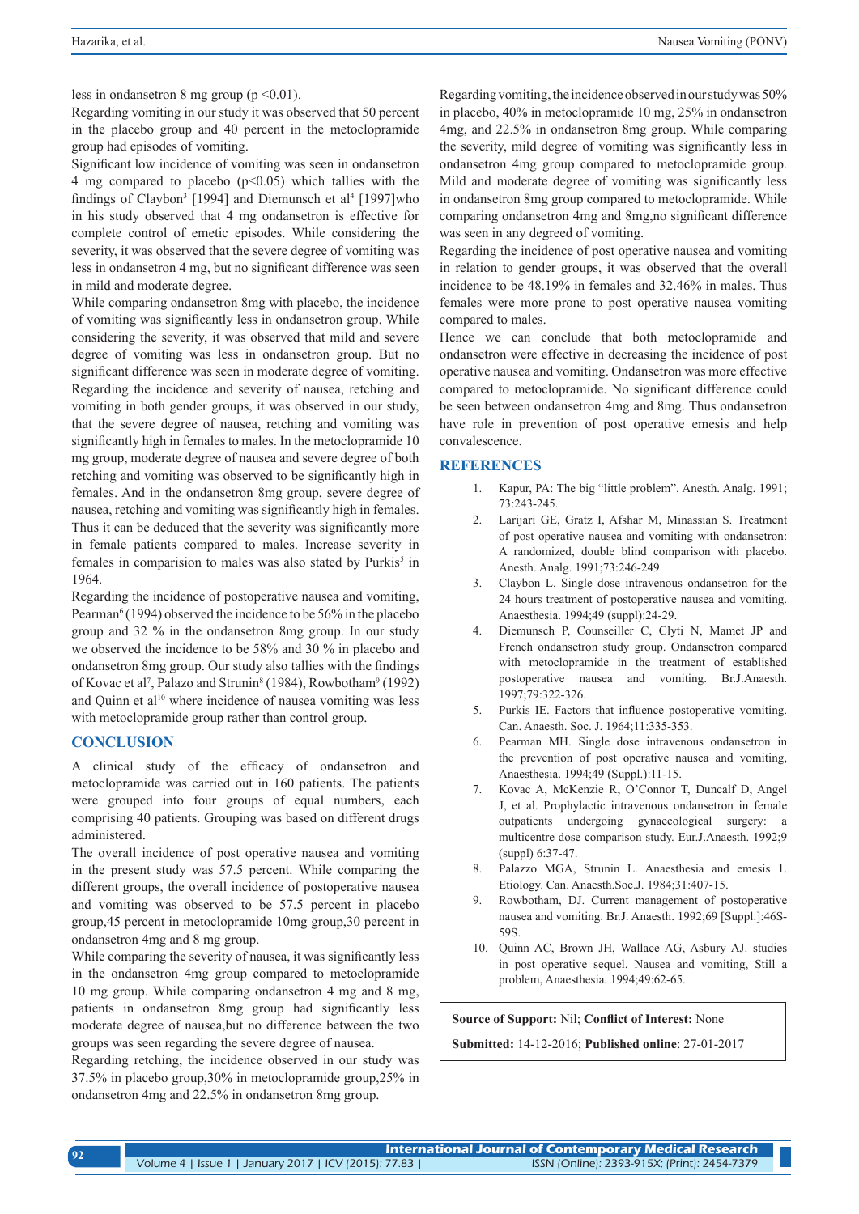less in ondansetron 8 mg group (p <0.01).

Regarding vomiting in our study it was observed that 50 percent in the placebo group and 40 percent in the metoclopramide group had episodes of vomiting.

Significant low incidence of vomiting was seen in ondansetron 4 mg compared to placebo (p<0.05) which tallies with the findings of Claybon[3] [1994] and Diemunsch et al[4] [1997]who in his study observed that 4 mg ondansetron is effective for complete control of emetic episodes. While considering the severity, it was observed that the severe degree of vomiting was less in ondansetron 4 mg, but no significant difference was seen in mild and moderate degree.

While comparing ondansetron 8mg with placebo, the incidence of vomiting was significantly less in ondansetron group. While considering the severity, it was observed that mild and severe degree of vomiting was less in ondansetron group. But no significant difference was seen in moderate degree of vomiting.

Regarding the incidence and severity of nausea, retching and vomiting in both gender groups, it was observed in our study, that the severe degree of nausea, retching and vomiting was significantly high in females to males. In the metoclopramide 10 mg group, moderate degree of nausea and severe degree of both retching and vomiting was observed to be significantly high in females. And in the ondansetron 8mg group, severe degree of nausea, retching and vomiting was significantly high in females. Thus it can be deduced that the severity was significantly more in female patients compared to males. Increase severity in females in comparision to males was also stated by Purkis[5] in 1964.

Regarding the incidence of postoperative nausea and vomiting, Pearman[6] (1994) observed the incidence to be 56% in the placebo group and 32 % in the ondansetron 8mg group. In our study we observed the incidence to be 58% and 30 % in placebo and ondansetron 8mg group. Our study also tallies with the findings of Kovac et al[7], Palazo and Strunin[8] (1984), Rowbotham[9] (1992) and Quinn et al[10] where incidence of nausea vomiting was less with metoclopramide group rather than control group.

## CONCLUSION

A clinical study of the efficacy of ondansetron and metoclopramide was carried out in 160 patients. The patients were grouped into four groups of equal numbers, each comprising 40 patients. Grouping was based on different drugs administered.

The overall incidence of post operative nausea and vomiting in the present study was 57.5 percent. While comparing the different groups, the overall incidence of postoperative nausea and vomiting was observed to be 57.5 percent in placebo group,45 percent in metoclopramide 10mg group,30 percent in ondansetron 4mg and 8 mg group.

While comparing the severity of nausea, it was significantly less in the ondansetron 4mg group compared to metoclopramide 10 mg group. While comparing ondansetron 4 mg and 8 mg, patients in ondansetron 8mg group had significantly less moderate degree of nausea,but no difference between the two groups was seen regarding the severe degree of nausea.

Regarding retching, the incidence observed in our study was 37.5% in placebo group,30% in metoclopramide group,25% in ondansetron 4mg and 22.5% in ondansetron 8mg group.

Regarding vomiting, the incidence observed in our study was 50% in placebo, 40% in metoclopramide 10 mg, 25% in ondansetron 4mg, and 22.5% in ondansetron 8mg group. While comparing the severity, mild degree of vomiting was significantly less in ondansetron 4mg group compared to metoclopramide group. Mild and moderate degree of vomiting was significantly less in ondansetron 8mg group compared to metoclopramide. While comparing ondansetron 4mg and 8mg,no significant difference was seen in any degreed of vomiting.

Regarding the incidence of post operative nausea and vomiting in relation to gender groups, it was observed that the overall incidence to be 48.19% in females and 32.46% in males. Thus females were more prone to post operative nausea vomiting compared to males.

Hence we can conclude that both metoclopramide and ondansetron were effective in decreasing the incidence of post operative nausea and vomiting. Ondansetron was more effective compared to metoclopramide. No significant difference could be seen between ondansetron 4mg and 8mg. Thus ondansetron have role in prevention of post operative emesis and help convalescence.

## REFERENCES

1. Kapur, PA: The big "little problem". Anesth. Analg. 1991; 73:243-245.
2. Larijari GE, Gratz I, Afshar M, Minassian S. Treatment of post operative nausea and vomiting with ondansetron: A randomized, double blind comparison with placebo. Anesth. Analg. 1991;73:246-249.
3. Claybon L. Single dose intravenous ondansetron for the 24 hours treatment of postoperative nausea and vomiting. Anaesthesia. 1994;49 (suppl):24-29.
4. Diemunsch P, Counseiller C, Clyti N, Mamet JP and French ondansetron study group. Ondansetron compared with metoclopramide in the treatment of established postoperative nausea and vomiting. Br.J.Anaesth. 1997;79:322-326.
5. Purkis IE. Factors that influence postoperative vomiting. Can. Anaesth. Soc. J. 1964;11:335-353.
6. Pearman MH. Single dose intravenous ondansetron in the prevention of post operative nausea and vomiting, Anaesthesia. 1994;49 (Suppl.):11-15.
7. Kovac A, McKenzie R, O'Connor T, Duncalf D, Angel J, et al. Prophylactic intravenous ondansetron in female outpatients undergoing gynaecological surgery: a multicentre dose comparison study. Eur.J.Anaesth. 1992;9 (suppl) 6:37-47.
8. Palazzo MGA, Strunin L. Anaesthesia and emesis 1. Etiology. Can. Anaesth.Soc.J. 1984;31:407-15.
9. Rowbotham, DJ. Current management of postoperative nausea and vomiting. Br.J. Anaesth. 1992;69 [Suppl.]:46S-59S.
10. Quinn AC, Brown JH, Wallace AG, Asbury AJ. studies in post operative sequel. Nausea and vomiting, Still a problem, Anaesthesia. 1994;49:62-65.

**Source of Support:** Nil; **Conflict of Interest:** None

**Submitted:** 14-12-2016; **Published online**: 27-01-2017